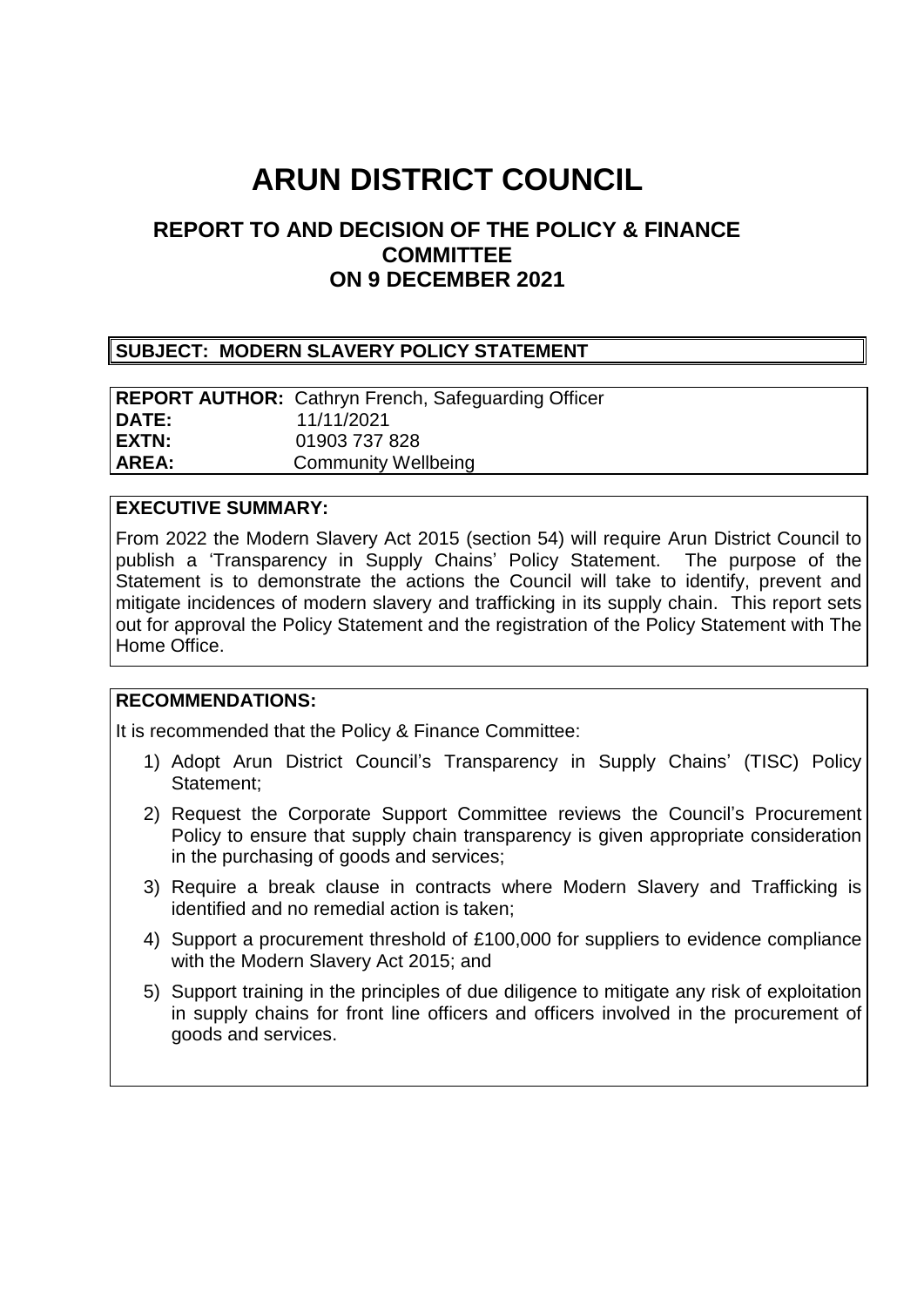# ARUN DISTRICT COUNCIL

## REPORT TO AND DECISION OF THE POLICY & FINANCE COMMITTEE ON 9 DECEMBER 2021

**SUBJECT: MODERN SLAVERY POLICY STATEMENT**

| | |
|---|---|
| **REPORT AUTHOR:** | Cathryn French, Safeguarding Officer |
| **DATE:** | 11/11/2021 |
| **EXTN:** | 01903 737 828 |
| **AREA:** | Community Wellbeing |

**EXECUTIVE SUMMARY:**

From 2022 the Modern Slavery Act 2015 (section 54) will require Arun District Council to publish a 'Transparency in Supply Chains' Policy Statement. The purpose of the Statement is to demonstrate the actions the Council will take to identify, prevent and mitigate incidences of modern slavery and trafficking in its supply chain. This report sets out for approval the Policy Statement and the registration of the Policy Statement with The Home Office.

**RECOMMENDATIONS:**

It is recommended that the Policy & Finance Committee:

1) Adopt Arun District Council's Transparency in Supply Chains' (TISC) Policy Statement;
2) Request the Corporate Support Committee reviews the Council's Procurement Policy to ensure that supply chain transparency is given appropriate consideration in the purchasing of goods and services;
3) Require a break clause in contracts where Modern Slavery and Trafficking is identified and no remedial action is taken;
4) Support a procurement threshold of £100,000 for suppliers to evidence compliance with the Modern Slavery Act 2015; and
5) Support training in the principles of due diligence to mitigate any risk of exploitation in supply chains for front line officers and officers involved in the procurement of goods and services.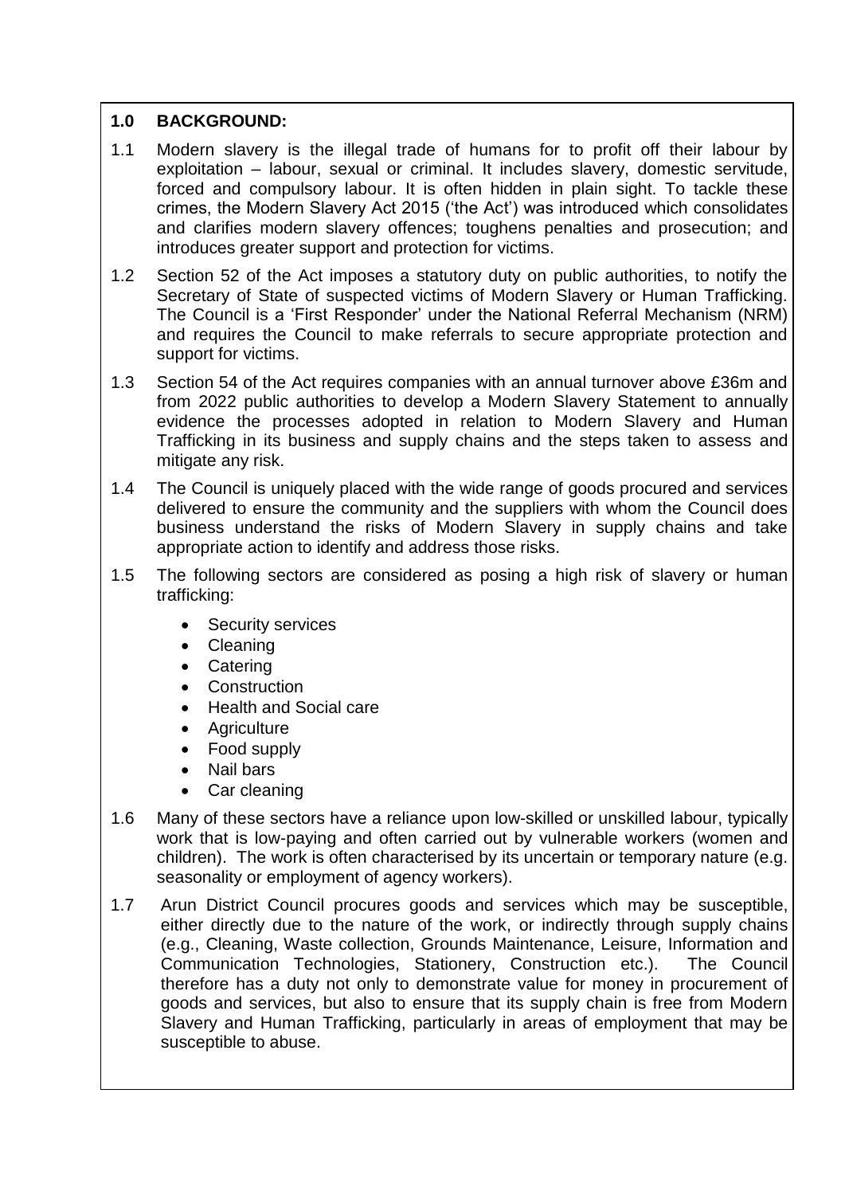## 1.0 BACKGROUND:

1.1 Modern slavery is the illegal trade of humans for to profit off their labour by exploitation – labour, sexual or criminal. It includes slavery, domestic servitude, forced and compulsory labour. It is often hidden in plain sight. To tackle these crimes, the Modern Slavery Act 2015 ('the Act') was introduced which consolidates and clarifies modern slavery offences; toughens penalties and prosecution; and introduces greater support and protection for victims.

1.2 Section 52 of the Act imposes a statutory duty on public authorities, to notify the Secretary of State of suspected victims of Modern Slavery or Human Trafficking. The Council is a 'First Responder' under the National Referral Mechanism (NRM) and requires the Council to make referrals to secure appropriate protection and support for victims.

1.3 Section 54 of the Act requires companies with an annual turnover above £36m and from 2022 public authorities to develop a Modern Slavery Statement to annually evidence the processes adopted in relation to Modern Slavery and Human Trafficking in its business and supply chains and the steps taken to assess and mitigate any risk.

1.4 The Council is uniquely placed with the wide range of goods procured and services delivered to ensure the community and the suppliers with whom the Council does business understand the risks of Modern Slavery in supply chains and take appropriate action to identify and address those risks.

1.5 The following sectors are considered as posing a high risk of slavery or human trafficking:

- Security services
- Cleaning
- Catering
- Construction
- Health and Social care
- Agriculture
- Food supply
- Nail bars
- Car cleaning

1.6 Many of these sectors have a reliance upon low-skilled or unskilled labour, typically work that is low-paying and often carried out by vulnerable workers (women and children). The work is often characterised by its uncertain or temporary nature (e.g. seasonality or employment of agency workers).

1.7 Arun District Council procures goods and services which may be susceptible, either directly due to the nature of the work, or indirectly through supply chains (e.g., Cleaning, Waste collection, Grounds Maintenance, Leisure, Information and Communication Technologies, Stationery, Construction etc.). The Council therefore has a duty not only to demonstrate value for money in procurement of goods and services, but also to ensure that its supply chain is free from Modern Slavery and Human Trafficking, particularly in areas of employment that may be susceptible to abuse.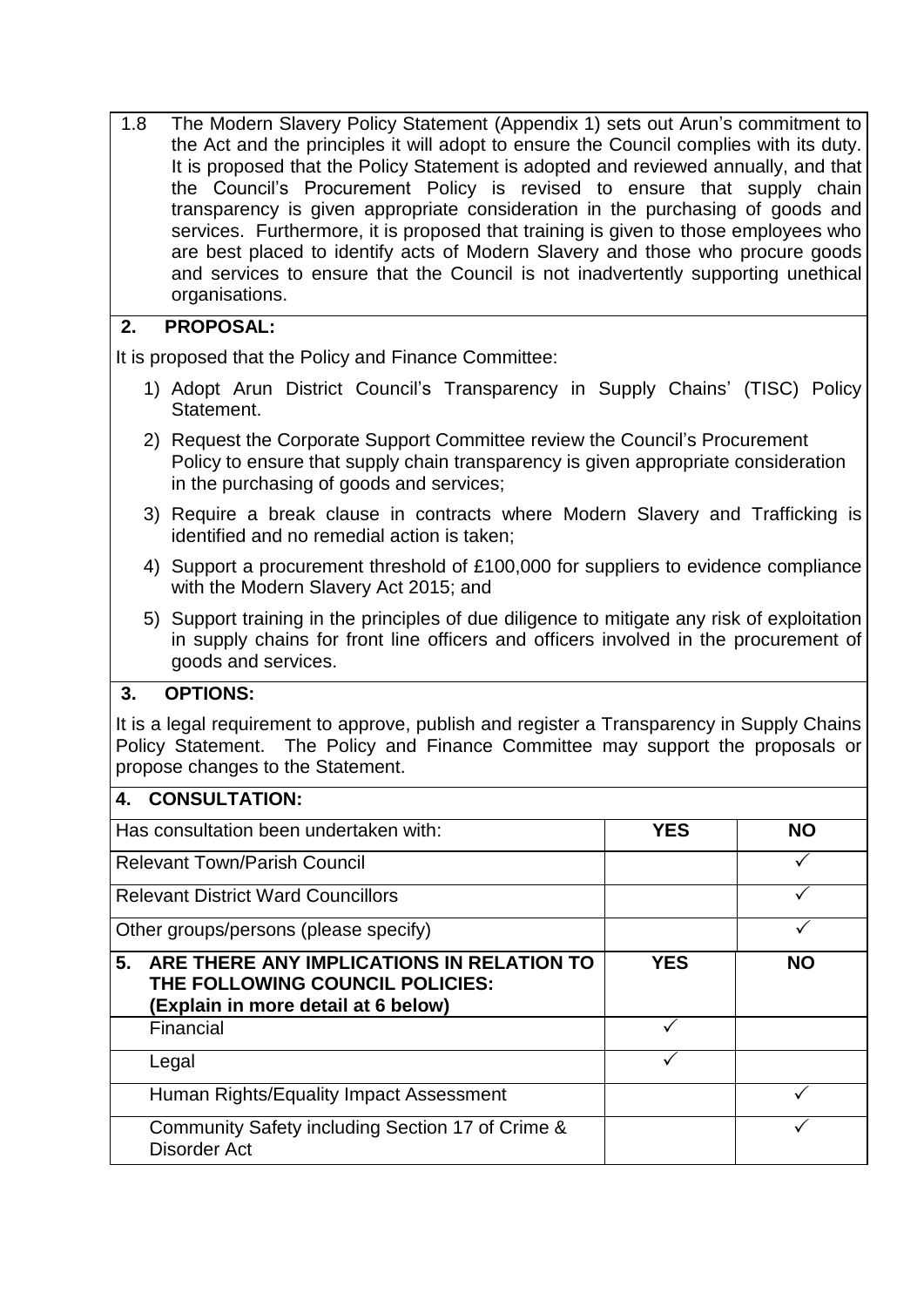1.8 The Modern Slavery Policy Statement (Appendix 1) sets out Arun's commitment to the Act and the principles it will adopt to ensure the Council complies with its duty. It is proposed that the Policy Statement is adopted and reviewed annually, and that the Council's Procurement Policy is revised to ensure that supply chain transparency is given appropriate consideration in the purchasing of goods and services. Furthermore, it is proposed that training is given to those employees who are best placed to identify acts of Modern Slavery and those who procure goods and services to ensure that the Council is not inadvertently supporting unethical organisations.

## 2. PROPOSAL:

It is proposed that the Policy and Finance Committee:

1) Adopt Arun District Council's Transparency in Supply Chains' (TISC) Policy Statement.
2) Request the Corporate Support Committee review the Council's Procurement Policy to ensure that supply chain transparency is given appropriate consideration in the purchasing of goods and services;
3) Require a break clause in contracts where Modern Slavery and Trafficking is identified and no remedial action is taken;
4) Support a procurement threshold of £100,000 for suppliers to evidence compliance with the Modern Slavery Act 2015; and
5) Support training in the principles of due diligence to mitigate any risk of exploitation in supply chains for front line officers and officers involved in the procurement of goods and services.

## 3. OPTIONS:

It is a legal requirement to approve, publish and register a Transparency in Supply Chains Policy Statement. The Policy and Finance Committee may support the proposals or propose changes to the Statement.

## 4. CONSULTATION:

| Has consultation been undertaken with: | YES | NO |
|---|---|---|
| Relevant Town/Parish Council | | ✓ |
| Relevant District Ward Councillors | | ✓ |
| Other groups/persons (please specify) | | ✓ |

| 5. ARE THERE ANY IMPLICATIONS IN RELATION TO THE FOLLOWING COUNCIL POLICIES: (Explain in more detail at 6 below) | YES | NO |
|---|---|---|
| Financial | ✓ | |
| Legal | ✓ | |
| Human Rights/Equality Impact Assessment | | ✓ |
| Community Safety including Section 17 of Crime & Disorder Act | | ✓ |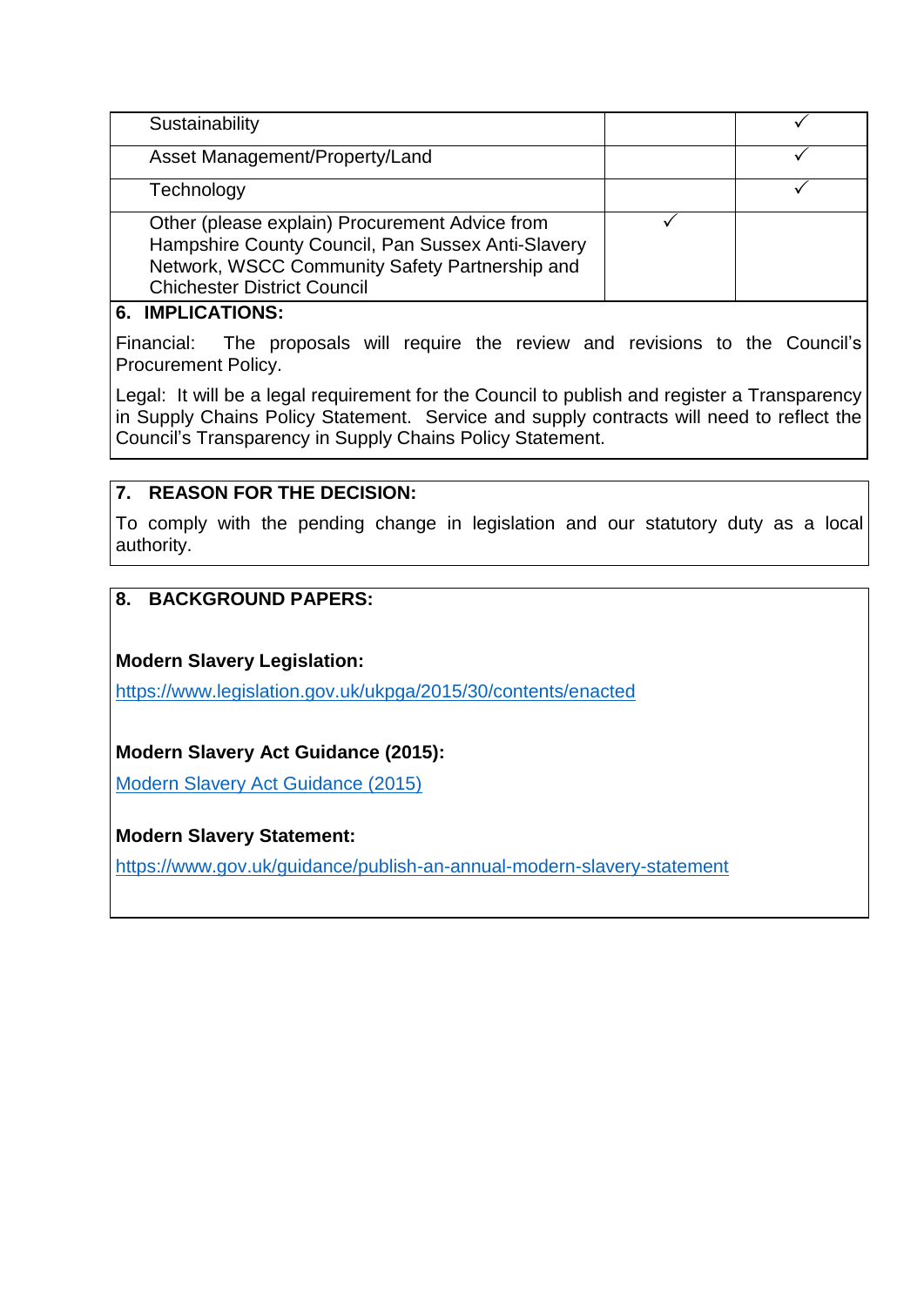| | | |
|---|---|---|
| Sustainability | | ✓ |
| Asset Management/Property/Land | | ✓ |
| Technology | | ✓ |
| Other (please explain) Procurement Advice from Hampshire County Council, Pan Sussex Anti-Slavery Network, WSCC Community Safety Partnership and Chichester District Council | ✓ | |

## 6. IMPLICATIONS:

Financial: The proposals will require the review and revisions to the Council's Procurement Policy.

Legal: It will be a legal requirement for the Council to publish and register a Transparency in Supply Chains Policy Statement. Service and supply contracts will need to reflect the Council's Transparency in Supply Chains Policy Statement.

## 7. REASON FOR THE DECISION:

To comply with the pending change in legislation and our statutory duty as a local authority.

## 8. BACKGROUND PAPERS:

**Modern Slavery Legislation:**

https://www.legislation.gov.uk/ukpga/2015/30/contents/enacted

**Modern Slavery Act Guidance (2015):**

Modern Slavery Act Guidance (2015)

**Modern Slavery Statement:**

https://www.gov.uk/guidance/publish-an-annual-modern-slavery-statement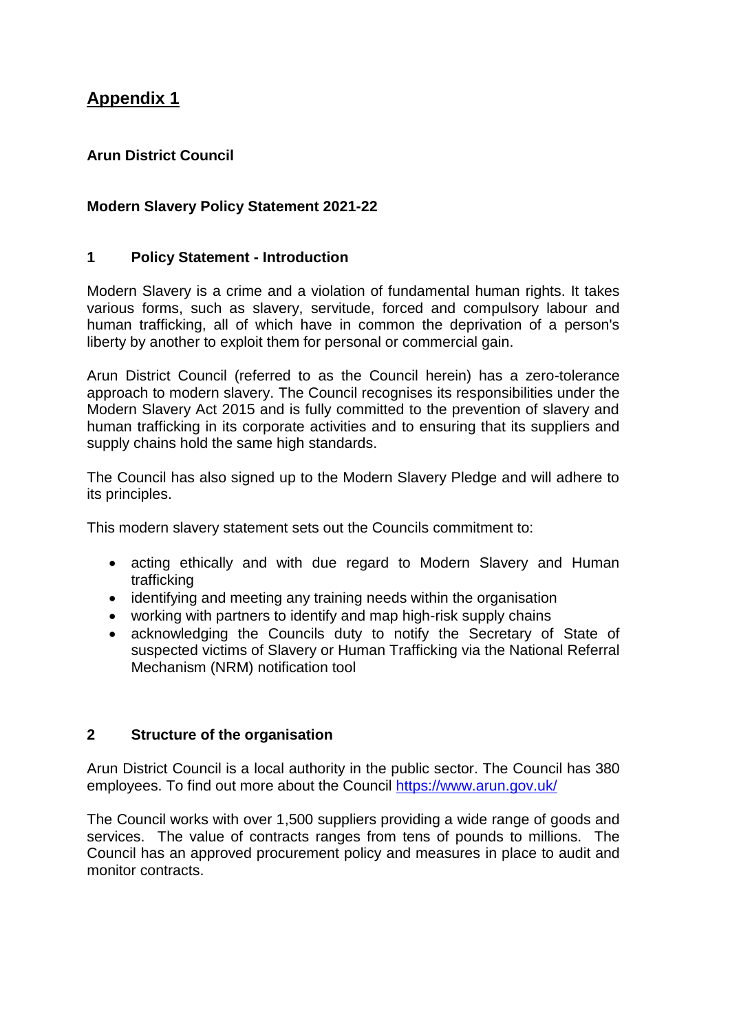# Appendix 1

**Arun District Council**

**Modern Slavery Policy Statement 2021-22**

## 1 Policy Statement - Introduction

Modern Slavery is a crime and a violation of fundamental human rights. It takes various forms, such as slavery, servitude, forced and compulsory labour and human trafficking, all of which have in common the deprivation of a person's liberty by another to exploit them for personal or commercial gain.

Arun District Council (referred to as the Council herein) has a zero-tolerance approach to modern slavery. The Council recognises its responsibilities under the Modern Slavery Act 2015 and is fully committed to the prevention of slavery and human trafficking in its corporate activities and to ensuring that its suppliers and supply chains hold the same high standards.

The Council has also signed up to the Modern Slavery Pledge and will adhere to its principles.

This modern slavery statement sets out the Councils commitment to:

- acting ethically and with due regard to Modern Slavery and Human trafficking
- identifying and meeting any training needs within the organisation
- working with partners to identify and map high-risk supply chains
- acknowledging the Councils duty to notify the Secretary of State of suspected victims of Slavery or Human Trafficking via the National Referral Mechanism (NRM) notification tool

## 2 Structure of the organisation

Arun District Council is a local authority in the public sector. The Council has 380 employees. To find out more about the Council [https://www.arun.gov.uk/](https://www.arun.gov.uk/)

The Council works with over 1,500 suppliers providing a wide range of goods and services. The value of contracts ranges from tens of pounds to millions. The Council has an approved procurement policy and measures in place to audit and monitor contracts.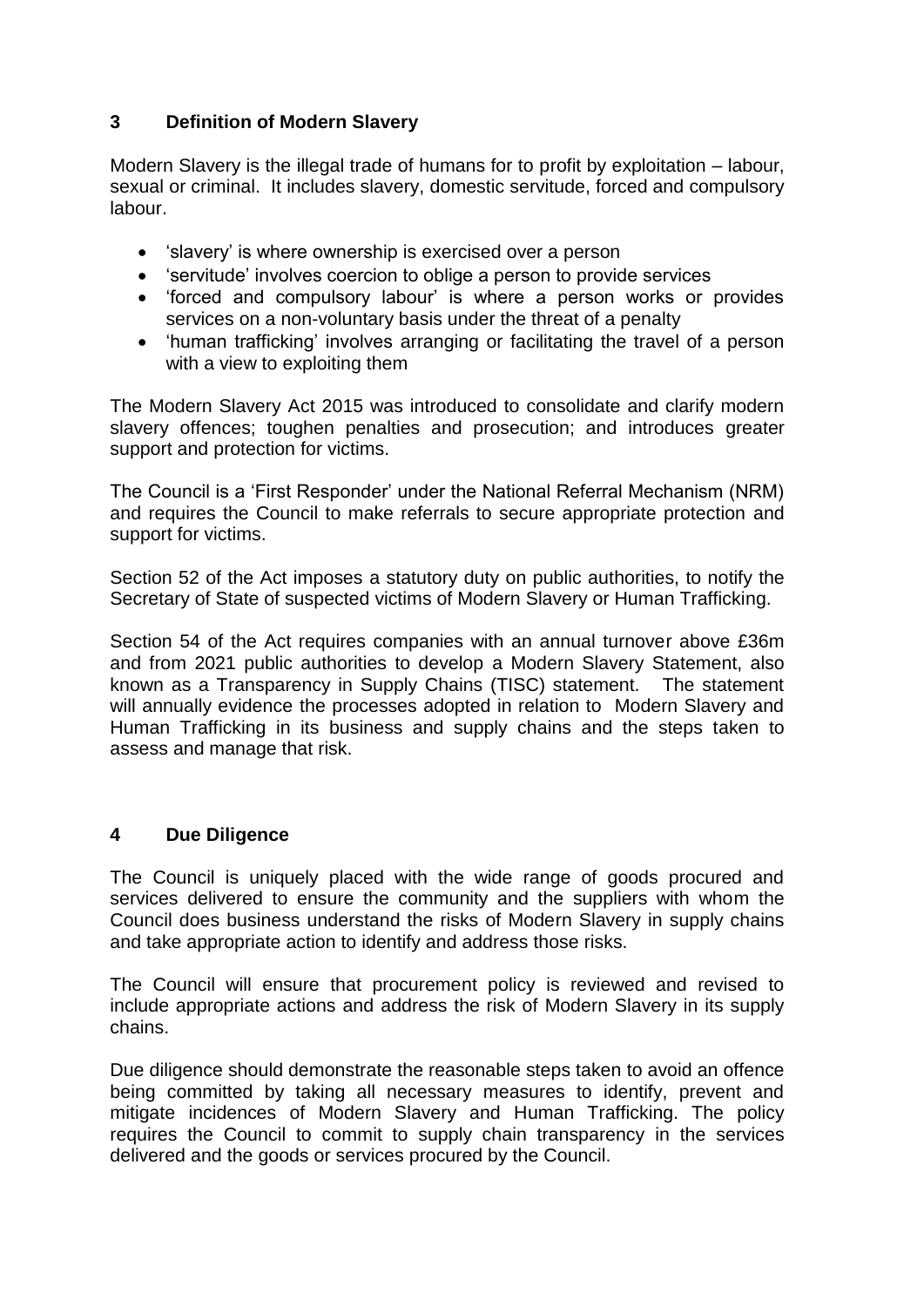## 3 Definition of Modern Slavery

Modern Slavery is the illegal trade of humans for to profit by exploitation – labour, sexual or criminal. It includes slavery, domestic servitude, forced and compulsory labour.

- 'slavery' is where ownership is exercised over a person
- 'servitude' involves coercion to oblige a person to provide services
- 'forced and compulsory labour' is where a person works or provides services on a non-voluntary basis under the threat of a penalty
- 'human trafficking' involves arranging or facilitating the travel of a person with a view to exploiting them

The Modern Slavery Act 2015 was introduced to consolidate and clarify modern slavery offences; toughen penalties and prosecution; and introduces greater support and protection for victims.

The Council is a 'First Responder' under the National Referral Mechanism (NRM) and requires the Council to make referrals to secure appropriate protection and support for victims.

Section 52 of the Act imposes a statutory duty on public authorities, to notify the Secretary of State of suspected victims of Modern Slavery or Human Trafficking.

Section 54 of the Act requires companies with an annual turnover above £36m and from 2021 public authorities to develop a Modern Slavery Statement, also known as a Transparency in Supply Chains (TISC) statement. The statement will annually evidence the processes adopted in relation to Modern Slavery and Human Trafficking in its business and supply chains and the steps taken to assess and manage that risk.

## 4 Due Diligence

The Council is uniquely placed with the wide range of goods procured and services delivered to ensure the community and the suppliers with whom the Council does business understand the risks of Modern Slavery in supply chains and take appropriate action to identify and address those risks.

The Council will ensure that procurement policy is reviewed and revised to include appropriate actions and address the risk of Modern Slavery in its supply chains.

Due diligence should demonstrate the reasonable steps taken to avoid an offence being committed by taking all necessary measures to identify, prevent and mitigate incidences of Modern Slavery and Human Trafficking. The policy requires the Council to commit to supply chain transparency in the services delivered and the goods or services procured by the Council.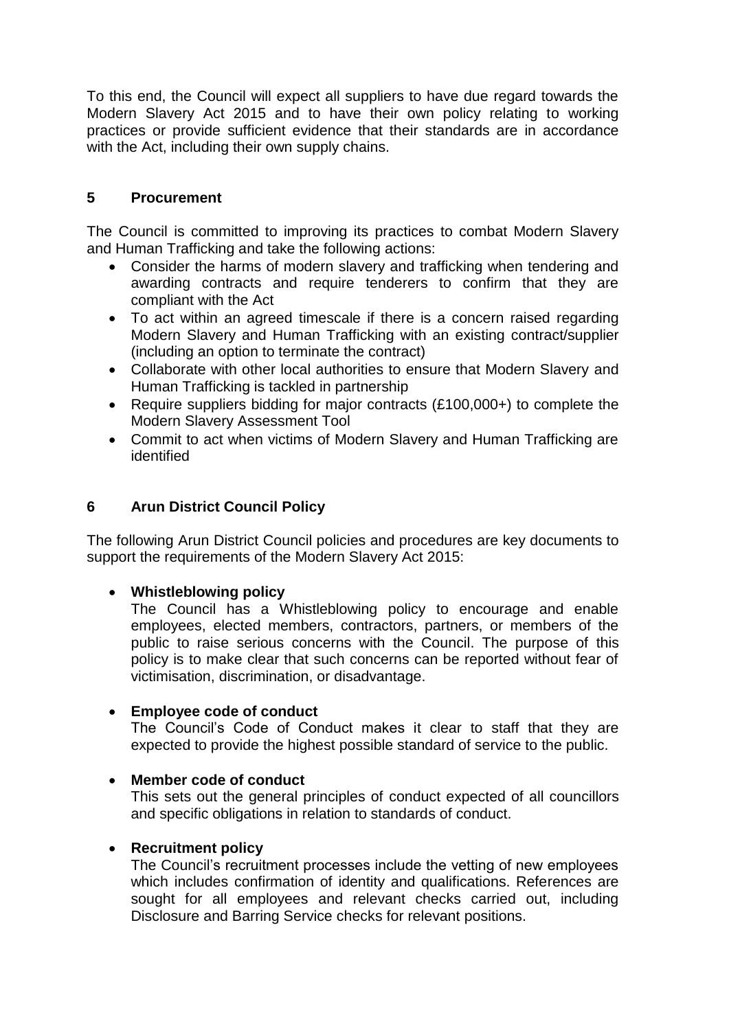To this end, the Council will expect all suppliers to have due regard towards the Modern Slavery Act 2015 and to have their own policy relating to working practices or provide sufficient evidence that their standards are in accordance with the Act, including their own supply chains.

## 5 Procurement

The Council is committed to improving its practices to combat Modern Slavery and Human Trafficking and take the following actions:

- Consider the harms of modern slavery and trafficking when tendering and awarding contracts and require tenderers to confirm that they are compliant with the Act
- To act within an agreed timescale if there is a concern raised regarding Modern Slavery and Human Trafficking with an existing contract/supplier (including an option to terminate the contract)
- Collaborate with other local authorities to ensure that Modern Slavery and Human Trafficking is tackled in partnership
- Require suppliers bidding for major contracts (£100,000+) to complete the Modern Slavery Assessment Tool
- Commit to act when victims of Modern Slavery and Human Trafficking are identified

## 6 Arun District Council Policy

The following Arun District Council policies and procedures are key documents to support the requirements of the Modern Slavery Act 2015:

- **Whistleblowing policy**
  The Council has a Whistleblowing policy to encourage and enable employees, elected members, contractors, partners, or members of the public to raise serious concerns with the Council. The purpose of this policy is to make clear that such concerns can be reported without fear of victimisation, discrimination, or disadvantage.

- **Employee code of conduct**
  The Council's Code of Conduct makes it clear to staff that they are expected to provide the highest possible standard of service to the public.

- **Member code of conduct**
  This sets out the general principles of conduct expected of all councillors and specific obligations in relation to standards of conduct.

- **Recruitment policy**
  The Council's recruitment processes include the vetting of new employees which includes confirmation of identity and qualifications. References are sought for all employees and relevant checks carried out, including Disclosure and Barring Service checks for relevant positions.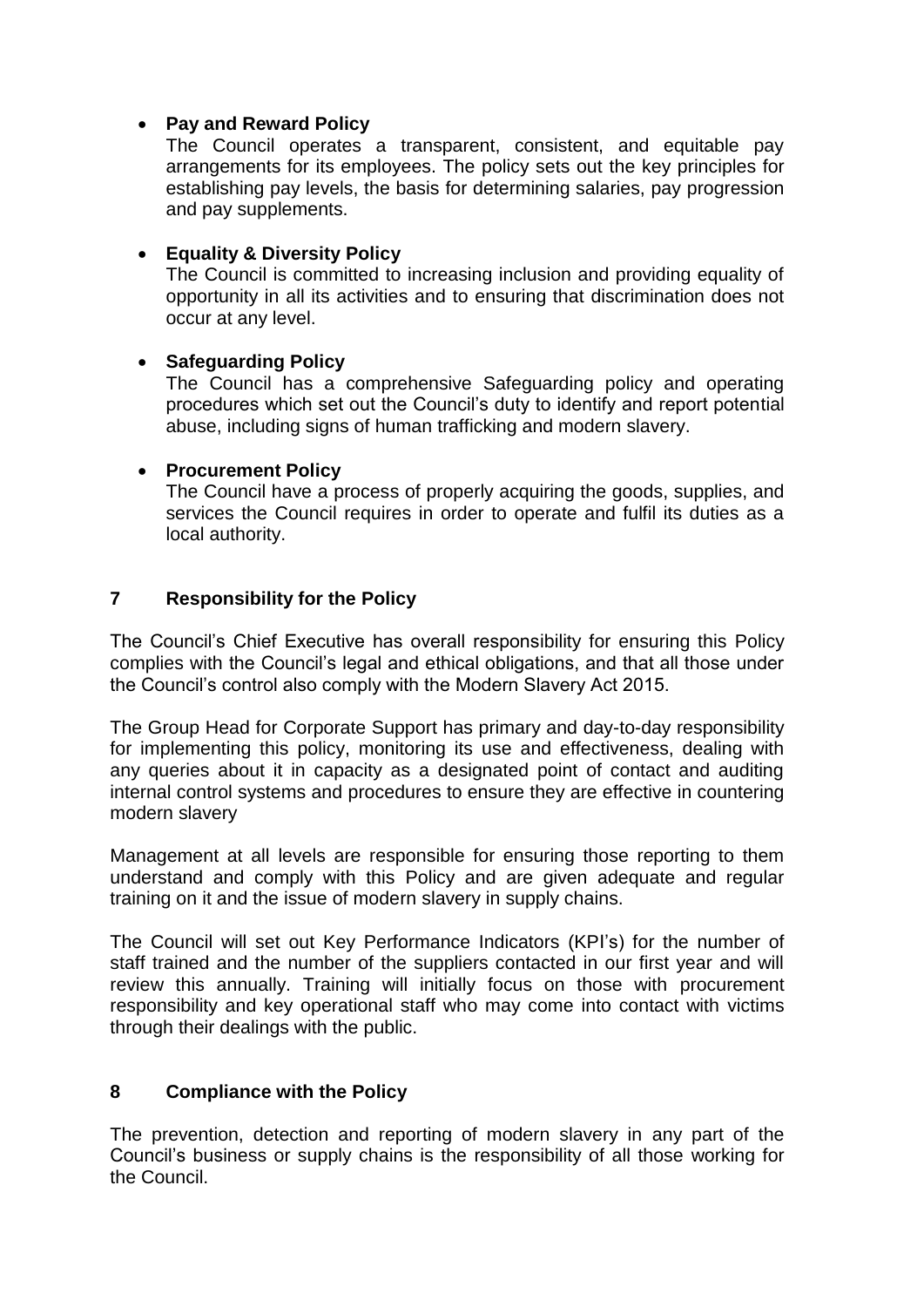- **Pay and Reward Policy**
  The Council operates a transparent, consistent, and equitable pay arrangements for its employees. The policy sets out the key principles for establishing pay levels, the basis for determining salaries, pay progression and pay supplements.

- **Equality & Diversity Policy**
  The Council is committed to increasing inclusion and providing equality of opportunity in all its activities and to ensuring that discrimination does not occur at any level.

- **Safeguarding Policy**
  The Council has a comprehensive Safeguarding policy and operating procedures which set out the Council's duty to identify and report potential abuse, including signs of human trafficking and modern slavery.

- **Procurement Policy**
  The Council have a process of properly acquiring the goods, supplies, and services the Council requires in order to operate and fulfil its duties as a local authority.

## 7 Responsibility for the Policy

The Council's Chief Executive has overall responsibility for ensuring this Policy complies with the Council's legal and ethical obligations, and that all those under the Council's control also comply with the Modern Slavery Act 2015.

The Group Head for Corporate Support has primary and day-to-day responsibility for implementing this policy, monitoring its use and effectiveness, dealing with any queries about it in capacity as a designated point of contact and auditing internal control systems and procedures to ensure they are effective in countering modern slavery

Management at all levels are responsible for ensuring those reporting to them understand and comply with this Policy and are given adequate and regular training on it and the issue of modern slavery in supply chains.

The Council will set out Key Performance Indicators (KPI's) for the number of staff trained and the number of the suppliers contacted in our first year and will review this annually. Training will initially focus on those with procurement responsibility and key operational staff who may come into contact with victims through their dealings with the public.

## 8 Compliance with the Policy

The prevention, detection and reporting of modern slavery in any part of the Council's business or supply chains is the responsibility of all those working for the Council.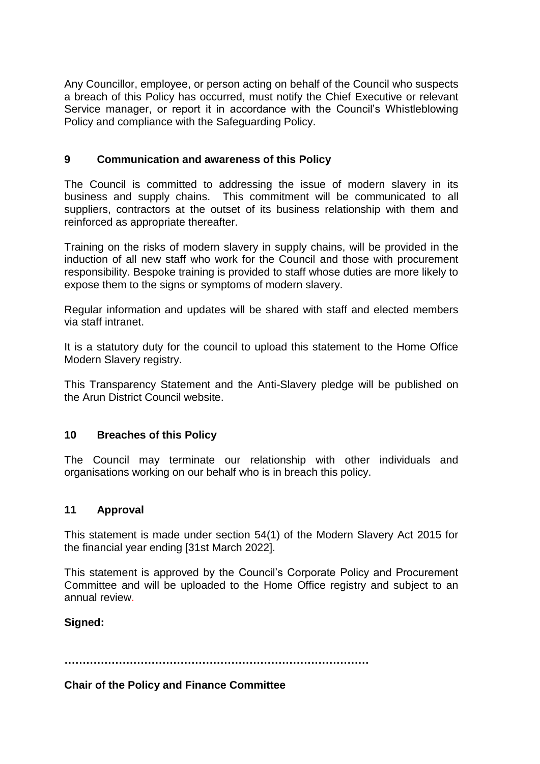Any Councillor, employee, or person acting on behalf of the Council who suspects a breach of this Policy has occurred, must notify the Chief Executive or relevant Service manager, or report it in accordance with the Council's Whistleblowing Policy and compliance with the Safeguarding Policy.

## 9 Communication and awareness of this Policy

The Council is committed to addressing the issue of modern slavery in its business and supply chains. This commitment will be communicated to all suppliers, contractors at the outset of its business relationship with them and reinforced as appropriate thereafter.

Training on the risks of modern slavery in supply chains, will be provided in the induction of all new staff who work for the Council and those with procurement responsibility. Bespoke training is provided to staff whose duties are more likely to expose them to the signs or symptoms of modern slavery.

Regular information and updates will be shared with staff and elected members via staff intranet.

It is a statutory duty for the council to upload this statement to the Home Office Modern Slavery registry.

This Transparency Statement and the Anti-Slavery pledge will be published on the Arun District Council website.

## 10 Breaches of this Policy

The Council may terminate our relationship with other individuals and organisations working on our behalf who is in breach this policy.

## 11 Approval

This statement is made under section 54(1) of the Modern Slavery Act 2015 for the financial year ending [31st March 2022].

This statement is approved by the Council's Corporate Policy and Procurement Committee and will be uploaded to the Home Office registry and subject to an annual review.

**Signed:**

…………………………………………………………………………

**Chair of the Policy and Finance Committee**